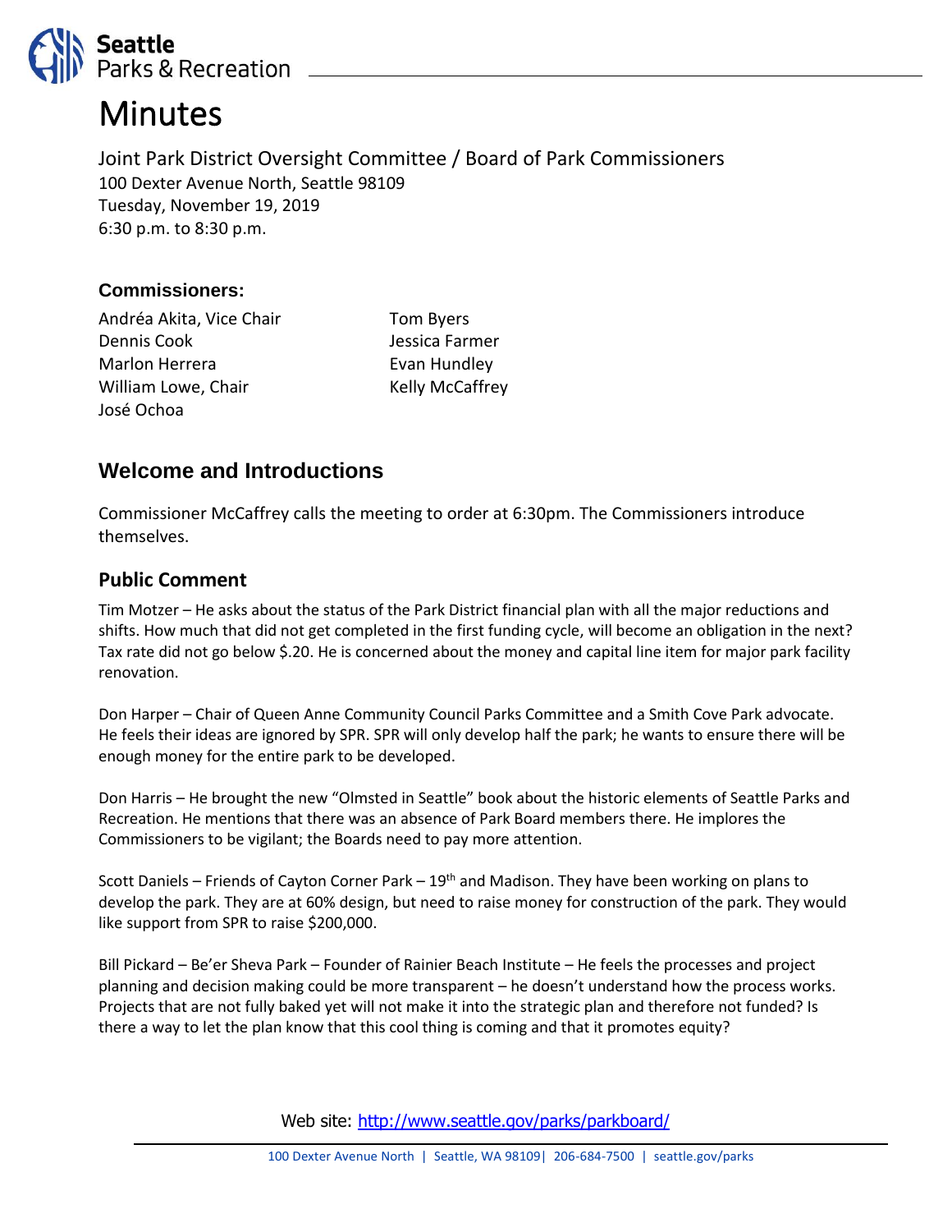# Minutes

Joint Park District Oversight Committee / Board of Park Commissioners
100 Dexter Avenue North, Seattle 98109
Tuesday, November 19, 2019
6:30 p.m. to 8:30 p.m.

### Commissioners:

Andréa Akita, Vice Chair
Dennis Cook
Marlon Herrera
William Lowe, Chair
José Ochoa
Tom Byers
Jessica Farmer
Evan Hundley
Kelly McCaffrey

## Welcome and Introductions

Commissioner McCaffrey calls the meeting to order at 6:30pm. The Commissioners introduce themselves.

### Public Comment

Tim Motzer – He asks about the status of the Park District financial plan with all the major reductions and shifts. How much that did not get completed in the first funding cycle, will become an obligation in the next? Tax rate did not go below $.20. He is concerned about the money and capital line item for major park facility renovation.

Don Harper – Chair of Queen Anne Community Council Parks Committee and a Smith Cove Park advocate. He feels their ideas are ignored by SPR. SPR will only develop half the park; he wants to ensure there will be enough money for the entire park to be developed.

Don Harris – He brought the new "Olmsted in Seattle" book about the historic elements of Seattle Parks and Recreation. He mentions that there was an absence of Park Board members there. He implores the Commissioners to be vigilant; the Boards need to pay more attention.

Scott Daniels – Friends of Cayton Corner Park – 19th and Madison. They have been working on plans to develop the park. They are at 60% design, but need to raise money for construction of the park. They would like support from SPR to raise $200,000.

Bill Pickard – Be'er Sheva Park – Founder of Rainier Beach Institute – He feels the processes and project planning and decision making could be more transparent – he doesn't understand how the process works. Projects that are not fully baked yet will not make it into the strategic plan and therefore not funded? Is there a way to let the plan know that this cool thing is coming and that it promotes equity?

Web site: http://www.seattle.gov/parks/parkboard/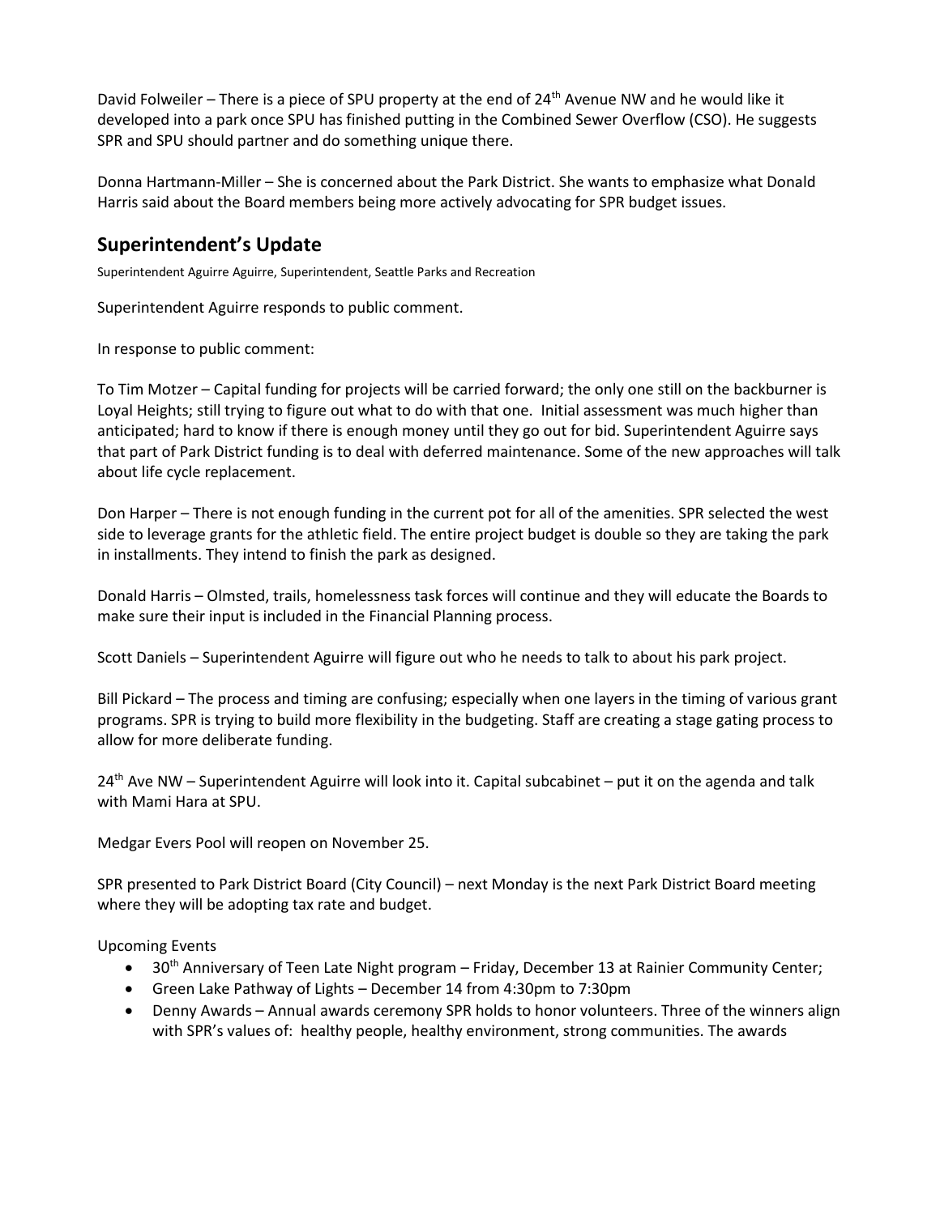David Folweiler – There is a piece of SPU property at the end of 24th Avenue NW and he would like it developed into a park once SPU has finished putting in the Combined Sewer Overflow (CSO). He suggests SPR and SPU should partner and do something unique there.

Donna Hartmann-Miller – She is concerned about the Park District. She wants to emphasize what Donald Harris said about the Board members being more actively advocating for SPR budget issues.

## Superintendent's Update

Superintendent Aguirre Aguirre, Superintendent, Seattle Parks and Recreation

Superintendent Aguirre responds to public comment.

In response to public comment:

To Tim Motzer – Capital funding for projects will be carried forward; the only one still on the backburner is Loyal Heights; still trying to figure out what to do with that one. Initial assessment was much higher than anticipated; hard to know if there is enough money until they go out for bid. Superintendent Aguirre says that part of Park District funding is to deal with deferred maintenance. Some of the new approaches will talk about life cycle replacement.

Don Harper – There is not enough funding in the current pot for all of the amenities. SPR selected the west side to leverage grants for the athletic field. The entire project budget is double so they are taking the park in installments. They intend to finish the park as designed.

Donald Harris – Olmsted, trails, homelessness task forces will continue and they will educate the Boards to make sure their input is included in the Financial Planning process.

Scott Daniels – Superintendent Aguirre will figure out who he needs to talk to about his park project.

Bill Pickard – The process and timing are confusing; especially when one layers in the timing of various grant programs. SPR is trying to build more flexibility in the budgeting. Staff are creating a stage gating process to allow for more deliberate funding.

24th Ave NW – Superintendent Aguirre will look into it. Capital subcabinet – put it on the agenda and talk with Mami Hara at SPU.

Medgar Evers Pool will reopen on November 25.

SPR presented to Park District Board (City Council) – next Monday is the next Park District Board meeting where they will be adopting tax rate and budget.

Upcoming Events

- 30th Anniversary of Teen Late Night program – Friday, December 13 at Rainier Community Center;
- Green Lake Pathway of Lights – December 14 from 4:30pm to 7:30pm
- Denny Awards – Annual awards ceremony SPR holds to honor volunteers. Three of the winners align with SPR's values of: healthy people, healthy environment, strong communities. The awards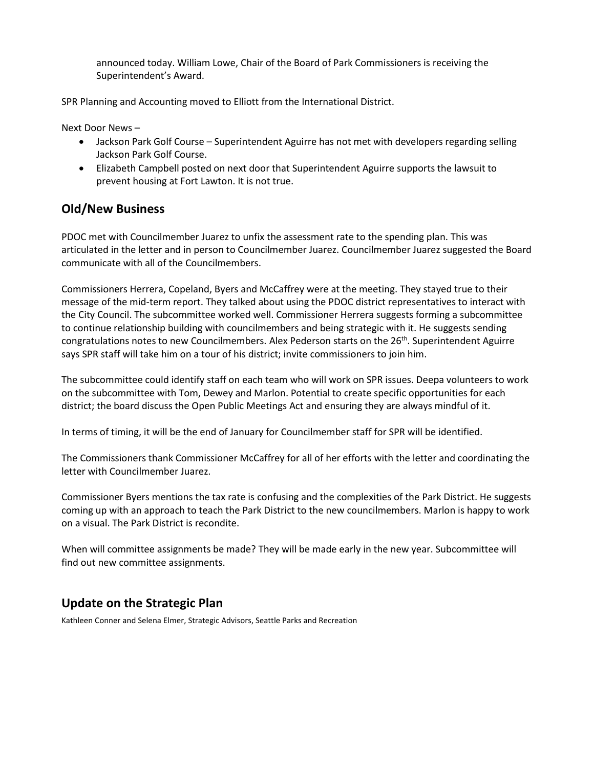announced today. William Lowe, Chair of the Board of Park Commissioners is receiving the Superintendent's Award.

SPR Planning and Accounting moved to Elliott from the International District.

Next Door News –

- Jackson Park Golf Course – Superintendent Aguirre has not met with developers regarding selling Jackson Park Golf Course.
- Elizabeth Campbell posted on next door that Superintendent Aguirre supports the lawsuit to prevent housing at Fort Lawton. It is not true.

## Old/New Business

PDOC met with Councilmember Juarez to unfix the assessment rate to the spending plan. This was articulated in the letter and in person to Councilmember Juarez. Councilmember Juarez suggested the Board communicate with all of the Councilmembers.

Commissioners Herrera, Copeland, Byers and McCaffrey were at the meeting. They stayed true to their message of the mid-term report. They talked about using the PDOC district representatives to interact with the City Council. The subcommittee worked well. Commissioner Herrera suggests forming a subcommittee to continue relationship building with councilmembers and being strategic with it. He suggests sending congratulations notes to new Councilmembers. Alex Pederson starts on the 26th. Superintendent Aguirre says SPR staff will take him on a tour of his district; invite commissioners to join him.

The subcommittee could identify staff on each team who will work on SPR issues. Deepa volunteers to work on the subcommittee with Tom, Dewey and Marlon. Potential to create specific opportunities for each district; the board discuss the Open Public Meetings Act and ensuring they are always mindful of it.

In terms of timing, it will be the end of January for Councilmember staff for SPR will be identified.

The Commissioners thank Commissioner McCaffrey for all of her efforts with the letter and coordinating the letter with Councilmember Juarez.

Commissioner Byers mentions the tax rate is confusing and the complexities of the Park District. He suggests coming up with an approach to teach the Park District to the new councilmembers. Marlon is happy to work on a visual. The Park District is recondite.

When will committee assignments be made? They will be made early in the new year. Subcommittee will find out new committee assignments.

## Update on the Strategic Plan

Kathleen Conner and Selena Elmer, Strategic Advisors, Seattle Parks and Recreation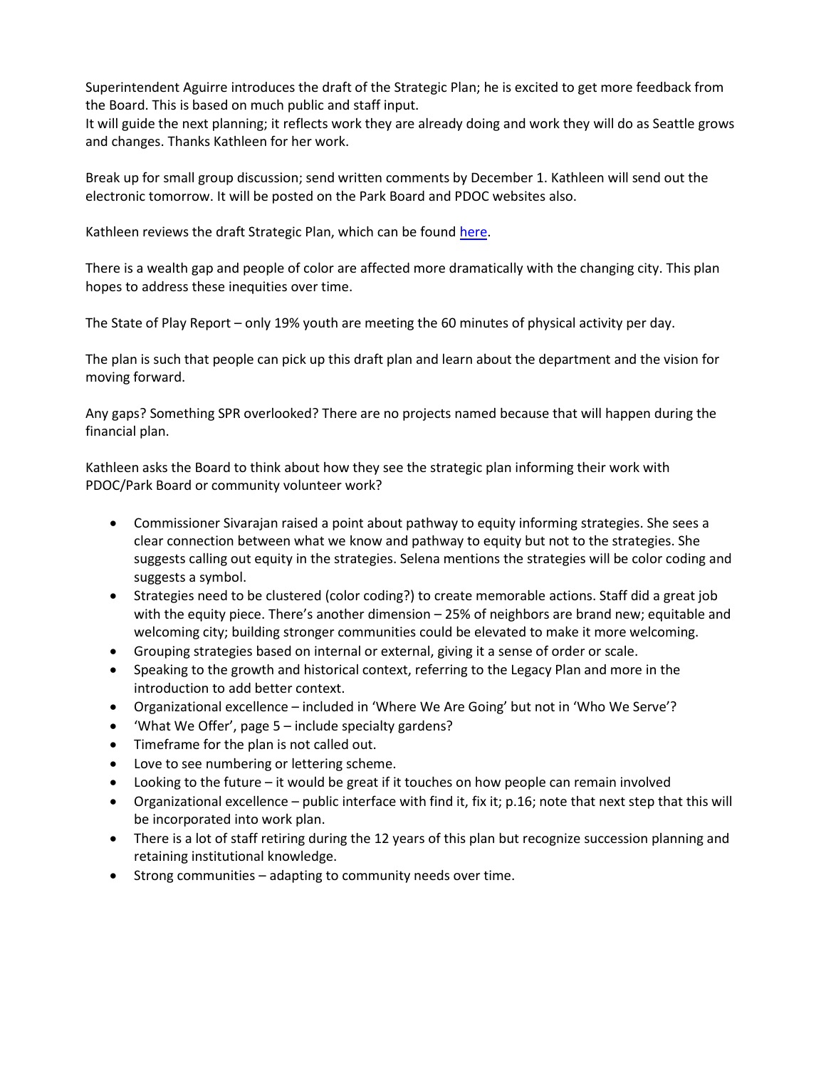Superintendent Aguirre introduces the draft of the Strategic Plan; he is excited to get more feedback from the Board. This is based on much public and staff input.
It will guide the next planning; it reflects work they are already doing and work they will do as Seattle grows and changes. Thanks Kathleen for her work.

Break up for small group discussion; send written comments by December 1. Kathleen will send out the electronic tomorrow. It will be posted on the Park Board and PDOC websites also.

Kathleen reviews the draft Strategic Plan, which can be found here.

There is a wealth gap and people of color are affected more dramatically with the changing city. This plan hopes to address these inequities over time.

The State of Play Report – only 19% youth are meeting the 60 minutes of physical activity per day.

The plan is such that people can pick up this draft plan and learn about the department and the vision for moving forward.

Any gaps? Something SPR overlooked? There are no projects named because that will happen during the financial plan.

Kathleen asks the Board to think about how they see the strategic plan informing their work with PDOC/Park Board or community volunteer work?

- Commissioner Sivarajan raised a point about pathway to equity informing strategies. She sees a clear connection between what we know and pathway to equity but not to the strategies. She suggests calling out equity in the strategies. Selena mentions the strategies will be color coding and suggests a symbol.
- Strategies need to be clustered (color coding?) to create memorable actions. Staff did a great job with the equity piece. There's another dimension – 25% of neighbors are brand new; equitable and welcoming city; building stronger communities could be elevated to make it more welcoming.
- Grouping strategies based on internal or external, giving it a sense of order or scale.
- Speaking to the growth and historical context, referring to the Legacy Plan and more in the introduction to add better context.
- Organizational excellence – included in 'Where We Are Going' but not in 'Who We Serve'?
- 'What We Offer', page 5 – include specialty gardens?
- Timeframe for the plan is not called out.
- Love to see numbering or lettering scheme.
- Looking to the future – it would be great if it touches on how people can remain involved
- Organizational excellence – public interface with find it, fix it; p.16; note that next step that this will be incorporated into work plan.
- There is a lot of staff retiring during the 12 years of this plan but recognize succession planning and retaining institutional knowledge.
- Strong communities – adapting to community needs over time.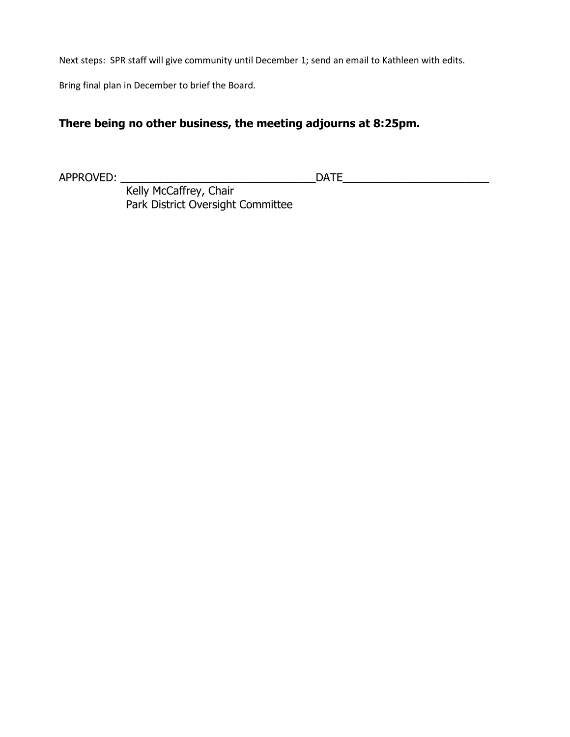Next steps: SPR staff will give community until December 1; send an email to Kathleen with edits.

Bring final plan in December to brief the Board.

**There being no other business, the meeting adjourns at 8:25pm.**

APPROVED: ________________________________DATE________________________

Kelly McCaffrey, Chair
Park District Oversight Committee